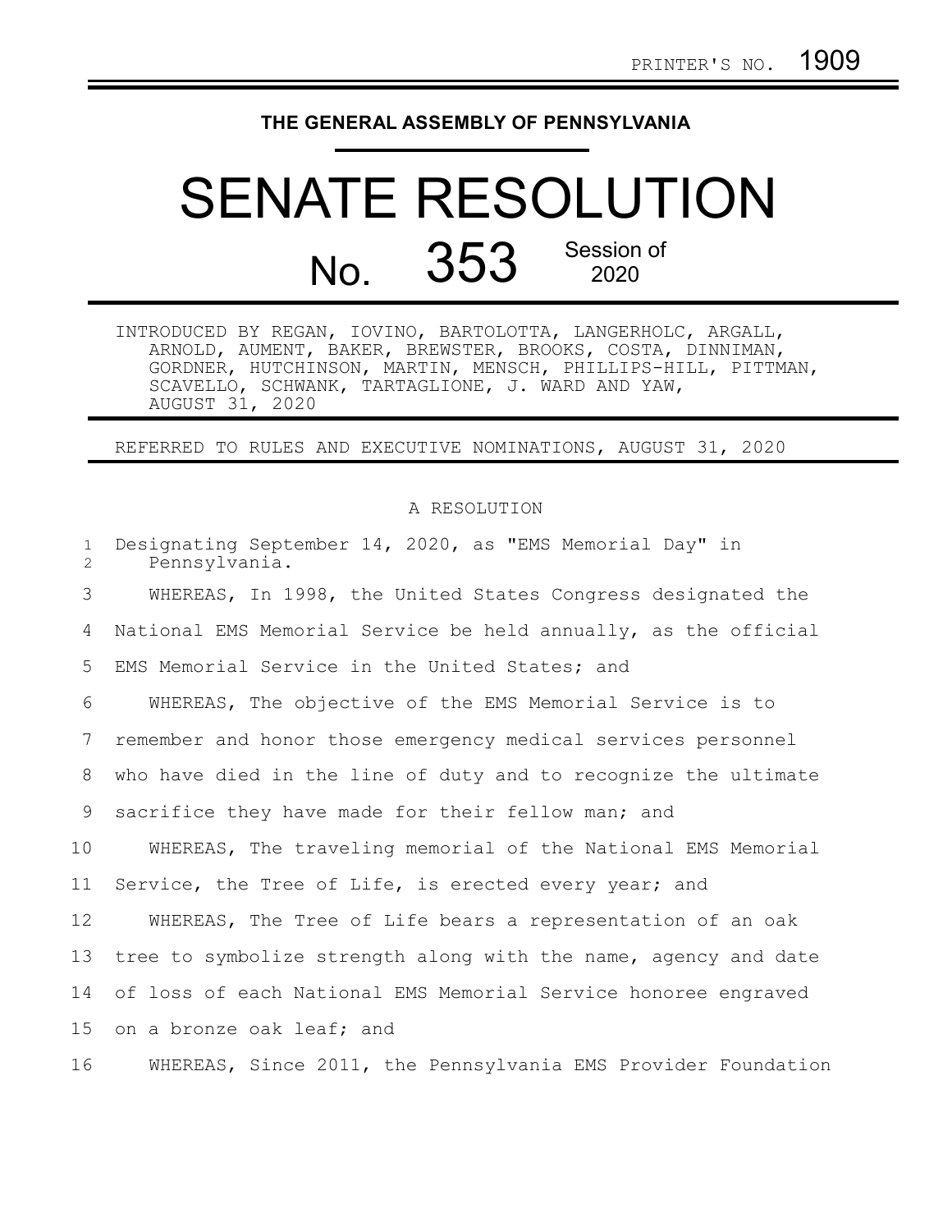PRINTER'S NO. 1909

# THE GENERAL ASSEMBLY OF PENNSYLVANIA

# SENATE RESOLUTION

## No. 353 Session of 2020

INTRODUCED BY REGAN, IOVINO, BARTOLOTTA, LANGERHOLC, ARGALL, ARNOLD, AUMENT, BAKER, BREWSTER, BROOKS, COSTA, DINNIMAN, GORDNER, HUTCHINSON, MARTIN, MENSCH, PHILLIPS-HILL, PITTMAN, SCAVELLO, SCHWANK, TARTAGLIONE, J. WARD AND YAW, AUGUST 31, 2020

REFERRED TO RULES AND EXECUTIVE NOMINATIONS, AUGUST 31, 2020

A RESOLUTION

1 Designating September 14, 2020, as "EMS Memorial Day" in
2 Pennsylvania.

3 WHEREAS, In 1998, the United States Congress designated the
4 National EMS Memorial Service be held annually, as the official
5 EMS Memorial Service in the United States; and

6 WHEREAS, The objective of the EMS Memorial Service is to
7 remember and honor those emergency medical services personnel
8 who have died in the line of duty and to recognize the ultimate
9 sacrifice they have made for their fellow man; and

10 WHEREAS, The traveling memorial of the National EMS Memorial
11 Service, the Tree of Life, is erected every year; and

12 WHEREAS, The Tree of Life bears a representation of an oak
13 tree to symbolize strength along with the name, agency and date
14 of loss of each National EMS Memorial Service honoree engraved
15 on a bronze oak leaf; and

16 WHEREAS, Since 2011, the Pennsylvania EMS Provider Foundation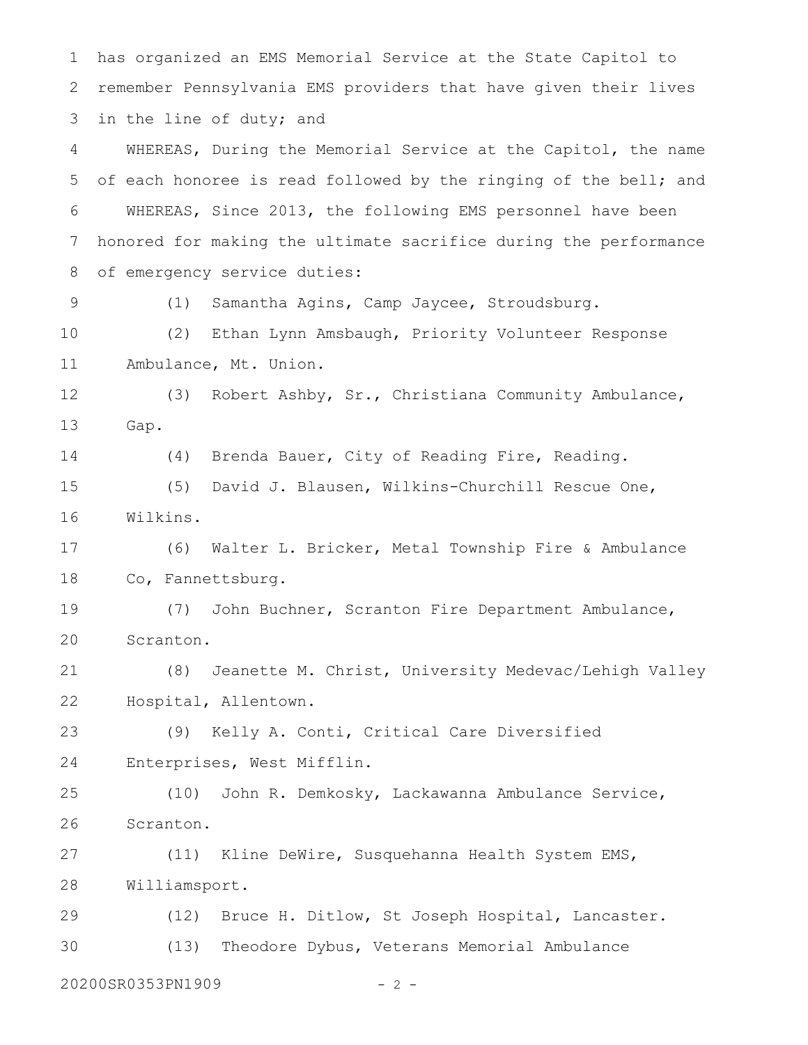has organized an EMS Memorial Service at the State Capitol to remember Pennsylvania EMS providers that have given their lives in the line of duty; and

WHEREAS, During the Memorial Service at the Capitol, the name of each honoree is read followed by the ringing of the bell; and

WHEREAS, Since 2013, the following EMS personnel have been honored for making the ultimate sacrifice during the performance of emergency service duties:

(1) Samantha Agins, Camp Jaycee, Stroudsburg.

(2) Ethan Lynn Amsbaugh, Priority Volunteer Response Ambulance, Mt. Union.

(3) Robert Ashby, Sr., Christiana Community Ambulance, Gap.

(4) Brenda Bauer, City of Reading Fire, Reading.

(5) David J. Blausen, Wilkins-Churchill Rescue One, Wilkins.

(6) Walter L. Bricker, Metal Township Fire & Ambulance Co, Fannettsburg.

(7) John Buchner, Scranton Fire Department Ambulance, Scranton.

(8) Jeanette M. Christ, University Medevac/Lehigh Valley Hospital, Allentown.

(9) Kelly A. Conti, Critical Care Diversified Enterprises, West Mifflin.

(10) John R. Demkosky, Lackawanna Ambulance Service, Scranton.

(11) Kline DeWire, Susquehanna Health System EMS, Williamsport.

(12) Bruce H. Ditlow, St Joseph Hospital, Lancaster.

(13) Theodore Dybus, Veterans Memorial Ambulance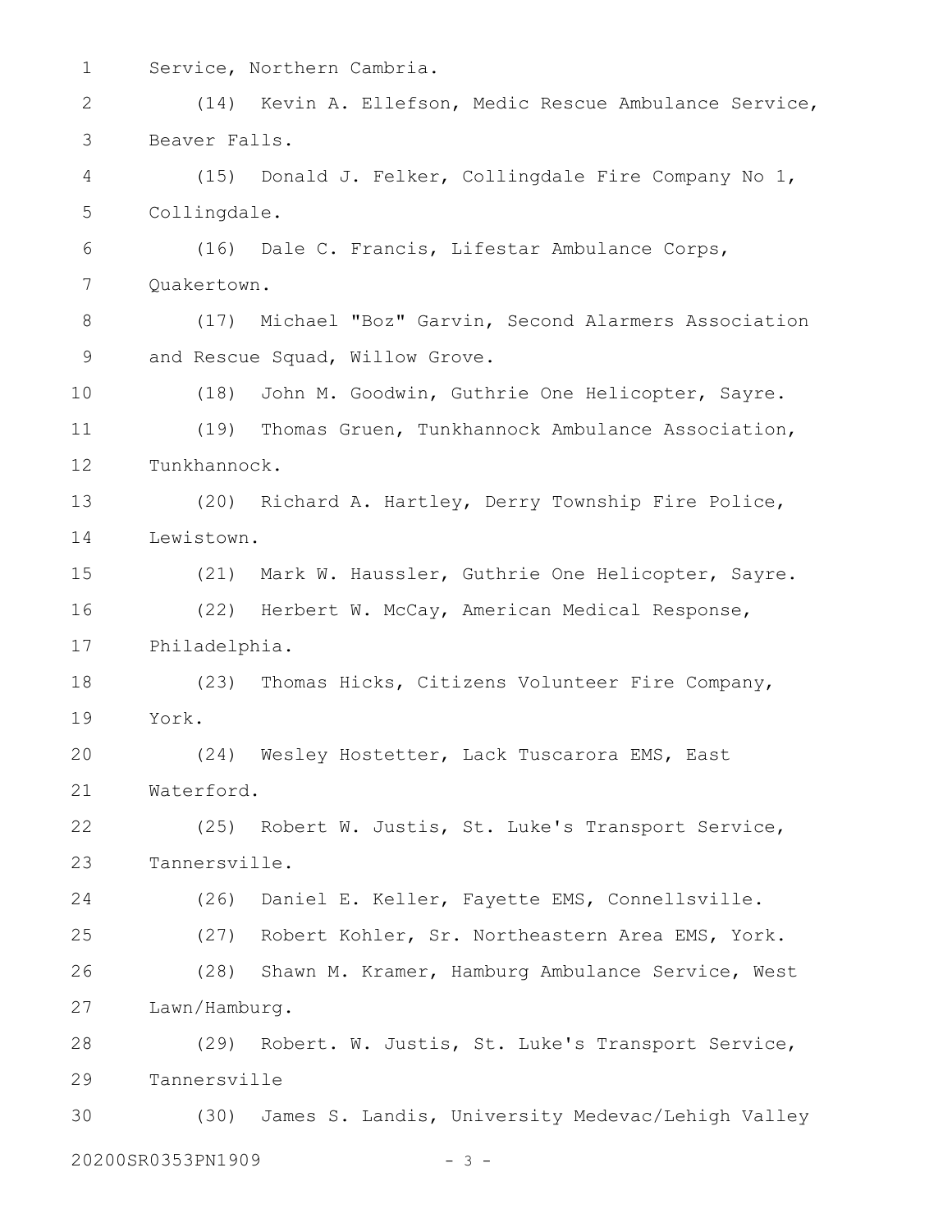Service, Northern Cambria.

(14) Kevin A. Ellefson, Medic Rescue Ambulance Service, Beaver Falls.

(15) Donald J. Felker, Collingdale Fire Company No 1, Collingdale.

(16) Dale C. Francis, Lifestar Ambulance Corps, Quakertown.

(17) Michael "Boz" Garvin, Second Alarmers Association and Rescue Squad, Willow Grove.

(18) John M. Goodwin, Guthrie One Helicopter, Sayre.

(19) Thomas Gruen, Tunkhannock Ambulance Association, Tunkhannock.

(20) Richard A. Hartley, Derry Township Fire Police, Lewistown.

(21) Mark W. Haussler, Guthrie One Helicopter, Sayre.

(22) Herbert W. McCay, American Medical Response, Philadelphia.

(23) Thomas Hicks, Citizens Volunteer Fire Company, York.

(24) Wesley Hostetter, Lack Tuscarora EMS, East Waterford.

(25) Robert W. Justis, St. Luke's Transport Service, Tannersville.

(26) Daniel E. Keller, Fayette EMS, Connellsville.

(27) Robert Kohler, Sr. Northeastern Area EMS, York.

(28) Shawn M. Kramer, Hamburg Ambulance Service, West Lawn/Hamburg.

(29) Robert. W. Justis, St. Luke's Transport Service, Tannersville

(30) James S. Landis, University Medevac/Lehigh Valley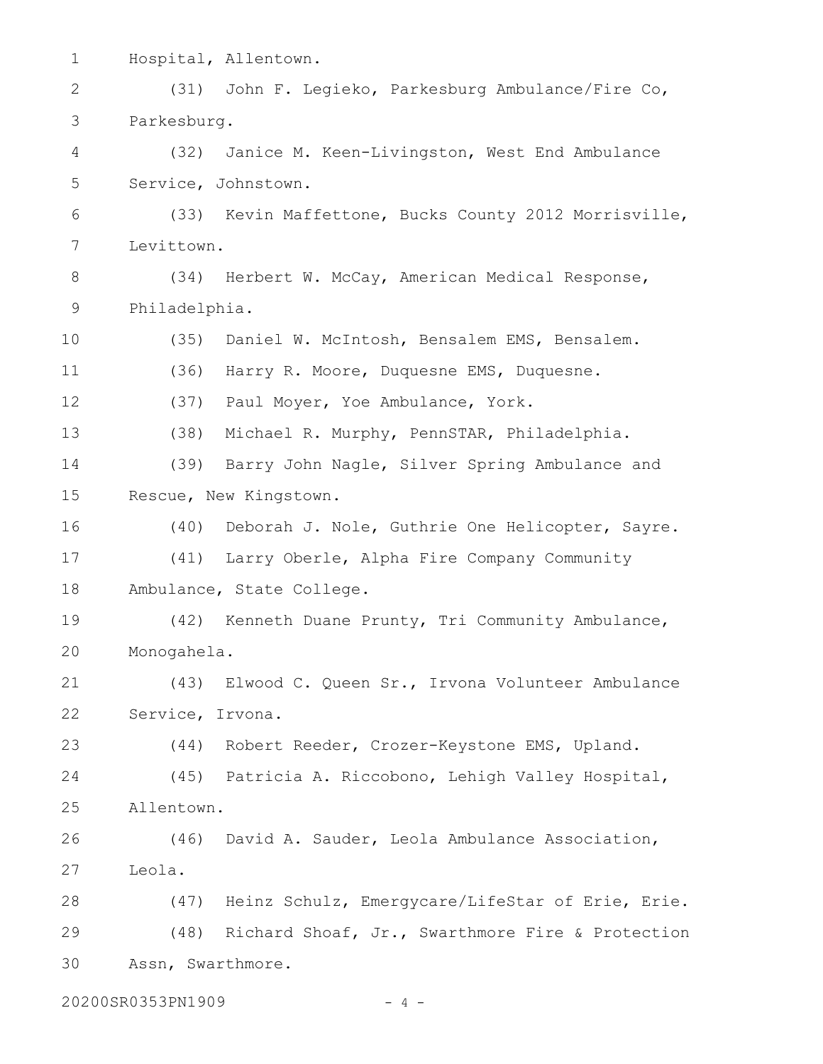Hospital, Allentown.

(31) John F. Legieko, Parkesburg Ambulance/Fire Co, Parkesburg.

(32) Janice M. Keen-Livingston, West End Ambulance Service, Johnstown.

(33) Kevin Maffettone, Bucks County 2012 Morrisville, Levittown.

(34) Herbert W. McCay, American Medical Response, Philadelphia.

(35) Daniel W. McIntosh, Bensalem EMS, Bensalem.

(36) Harry R. Moore, Duquesne EMS, Duquesne.

(37) Paul Moyer, Yoe Ambulance, York.

(38) Michael R. Murphy, PennSTAR, Philadelphia.

(39) Barry John Nagle, Silver Spring Ambulance and Rescue, New Kingstown.

(40) Deborah J. Nole, Guthrie One Helicopter, Sayre.

(41) Larry Oberle, Alpha Fire Company Community Ambulance, State College.

(42) Kenneth Duane Prunty, Tri Community Ambulance, Monogahela.

(43) Elwood C. Queen Sr., Irvona Volunteer Ambulance Service, Irvona.

(44) Robert Reeder, Crozer-Keystone EMS, Upland.

(45) Patricia A. Riccobono, Lehigh Valley Hospital, Allentown.

(46) David A. Sauder, Leola Ambulance Association, Leola.

(47) Heinz Schulz, Emergycare/LifeStar of Erie, Erie.

(48) Richard Shoaf, Jr., Swarthmore Fire & Protection Assn, Swarthmore.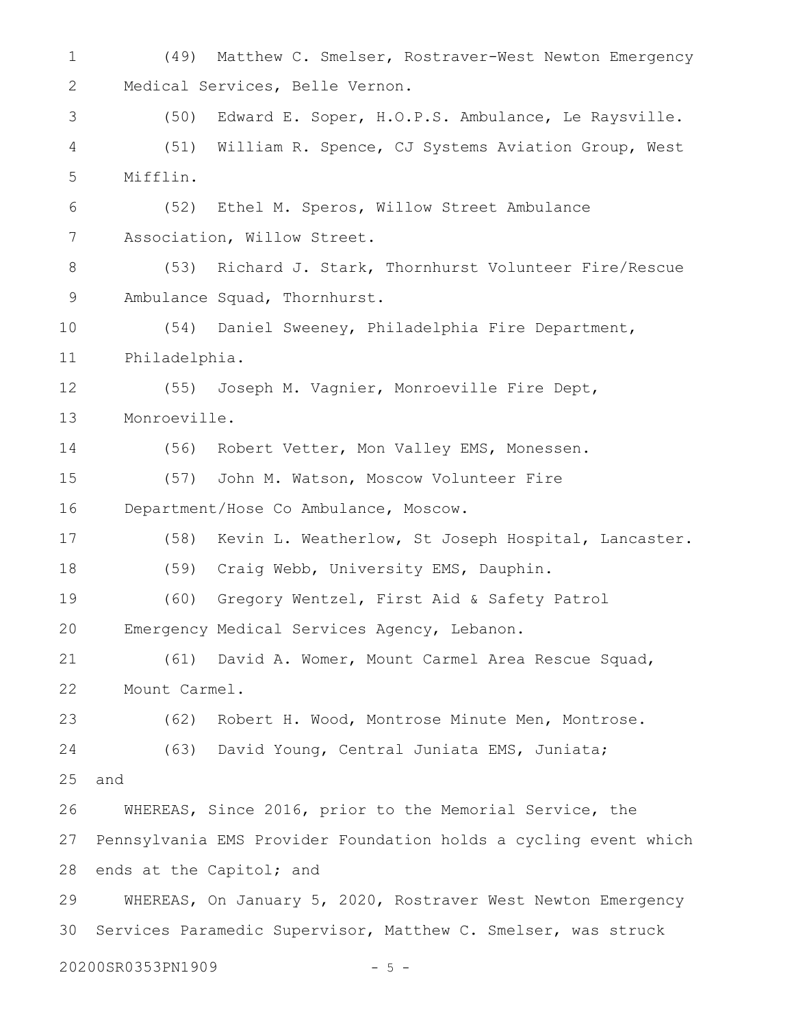(49) Matthew C. Smelser, Rostraver-West Newton Emergency Medical Services, Belle Vernon.

(50) Edward E. Soper, H.O.P.S. Ambulance, Le Raysville.

(51) William R. Spence, CJ Systems Aviation Group, West Mifflin.

(52) Ethel M. Speros, Willow Street Ambulance Association, Willow Street.

(53) Richard J. Stark, Thornhurst Volunteer Fire/Rescue Ambulance Squad, Thornhurst.

(54) Daniel Sweeney, Philadelphia Fire Department, Philadelphia.

(55) Joseph M. Vagnier, Monroeville Fire Dept, Monroeville.

(56) Robert Vetter, Mon Valley EMS, Monessen.

(57) John M. Watson, Moscow Volunteer Fire Department/Hose Co Ambulance, Moscow.

(58) Kevin L. Weatherlow, St Joseph Hospital, Lancaster.

(59) Craig Webb, University EMS, Dauphin.

(60) Gregory Wentzel, First Aid & Safety Patrol Emergency Medical Services Agency, Lebanon.

(61) David A. Womer, Mount Carmel Area Rescue Squad, Mount Carmel.

(62) Robert H. Wood, Montrose Minute Men, Montrose.

(63) David Young, Central Juniata EMS, Juniata;

and

WHEREAS, Since 2016, prior to the Memorial Service, the Pennsylvania EMS Provider Foundation holds a cycling event which ends at the Capitol; and

WHEREAS, On January 5, 2020, Rostraver West Newton Emergency Services Paramedic Supervisor, Matthew C. Smelser, was struck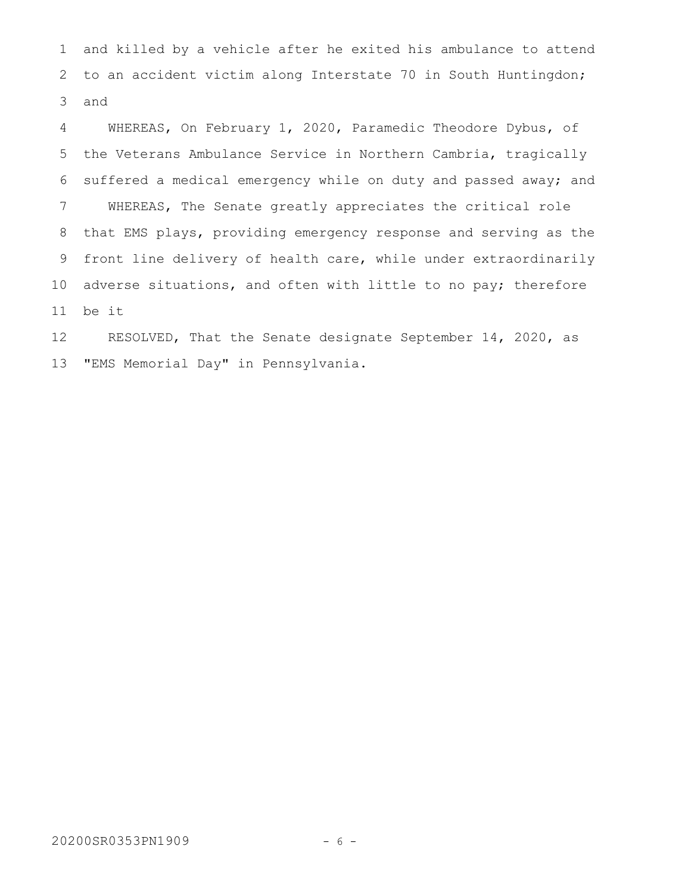and killed by a vehicle after he exited his ambulance to attend to an accident victim along Interstate 70 in South Huntingdon; and

WHEREAS, On February 1, 2020, Paramedic Theodore Dybus, of the Veterans Ambulance Service in Northern Cambria, tragically suffered a medical emergency while on duty and passed away; and

WHEREAS, The Senate greatly appreciates the critical role that EMS plays, providing emergency response and serving as the front line delivery of health care, while under extraordinarily adverse situations, and often with little to no pay; therefore be it

RESOLVED, That the Senate designate September 14, 2020, as "EMS Memorial Day" in Pennsylvania.